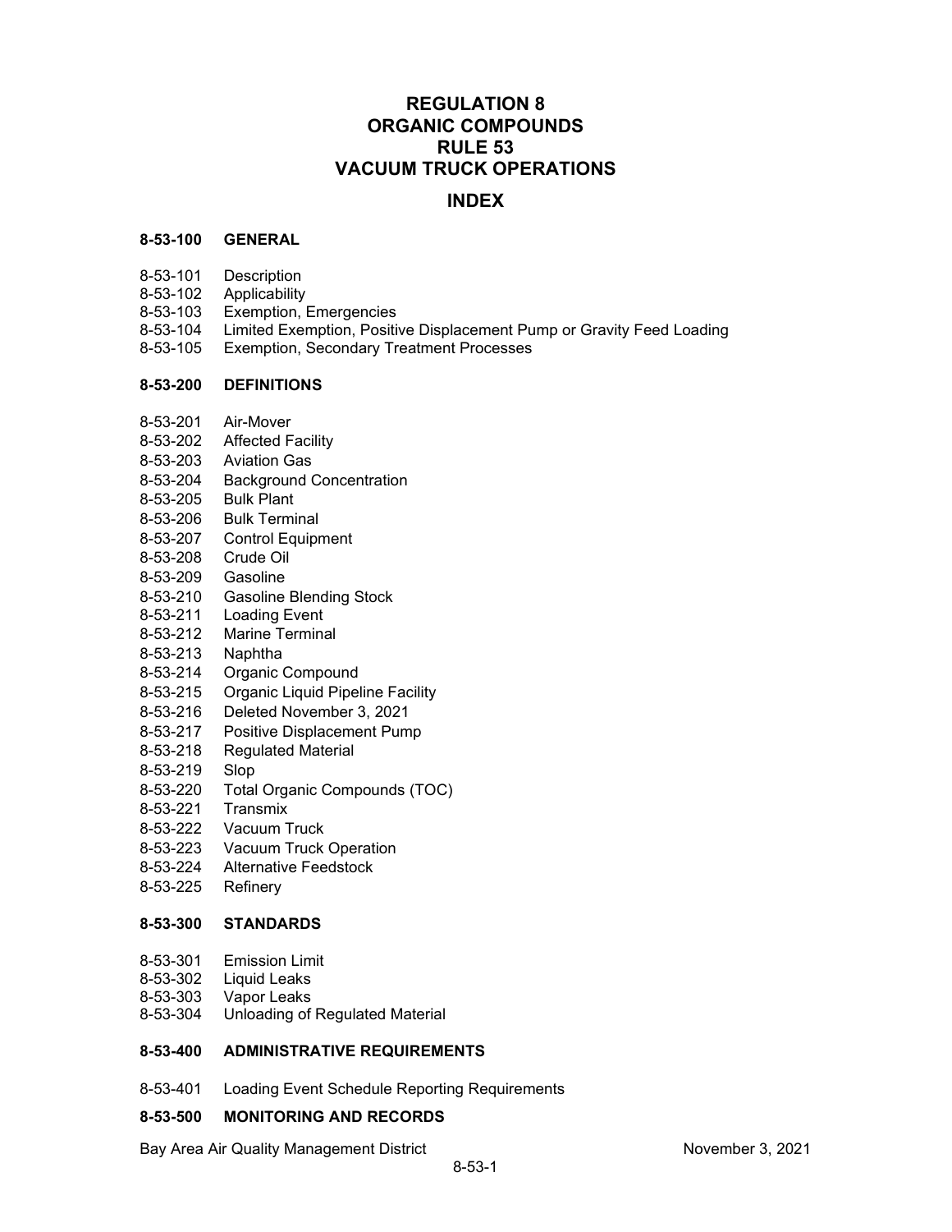# REGULATION 8
# ORGANIC COMPOUNDS
# RULE 53
# VACUUM TRUCK OPERATIONS

## INDEX

**8-53-100 GENERAL**

8-53-101 Description
8-53-102 Applicability
8-53-103 Exemption, Emergencies
8-53-104 Limited Exemption, Positive Displacement Pump or Gravity Feed Loading
8-53-105 Exemption, Secondary Treatment Processes

**8-53-200 DEFINITIONS**

8-53-201 Air-Mover
8-53-202 Affected Facility
8-53-203 Aviation Gas
8-53-204 Background Concentration
8-53-205 Bulk Plant
8-53-206 Bulk Terminal
8-53-207 Control Equipment
8-53-208 Crude Oil
8-53-209 Gasoline
8-53-210 Gasoline Blending Stock
8-53-211 Loading Event
8-53-212 Marine Terminal
8-53-213 Naphtha
8-53-214 Organic Compound
8-53-215 Organic Liquid Pipeline Facility
8-53-216 Deleted November 3, 2021
8-53-217 Positive Displacement Pump
8-53-218 Regulated Material
8-53-219 Slop
8-53-220 Total Organic Compounds (TOC)
8-53-221 Transmix
8-53-222 Vacuum Truck
8-53-223 Vacuum Truck Operation
8-53-224 Alternative Feedstock
8-53-225 Refinery

**8-53-300 STANDARDS**

8-53-301 Emission Limit
8-53-302 Liquid Leaks
8-53-303 Vapor Leaks
8-53-304 Unloading of Regulated Material

**8-53-400 ADMINISTRATIVE REQUIREMENTS**

8-53-401 Loading Event Schedule Reporting Requirements

**8-53-500 MONITORING AND RECORDS**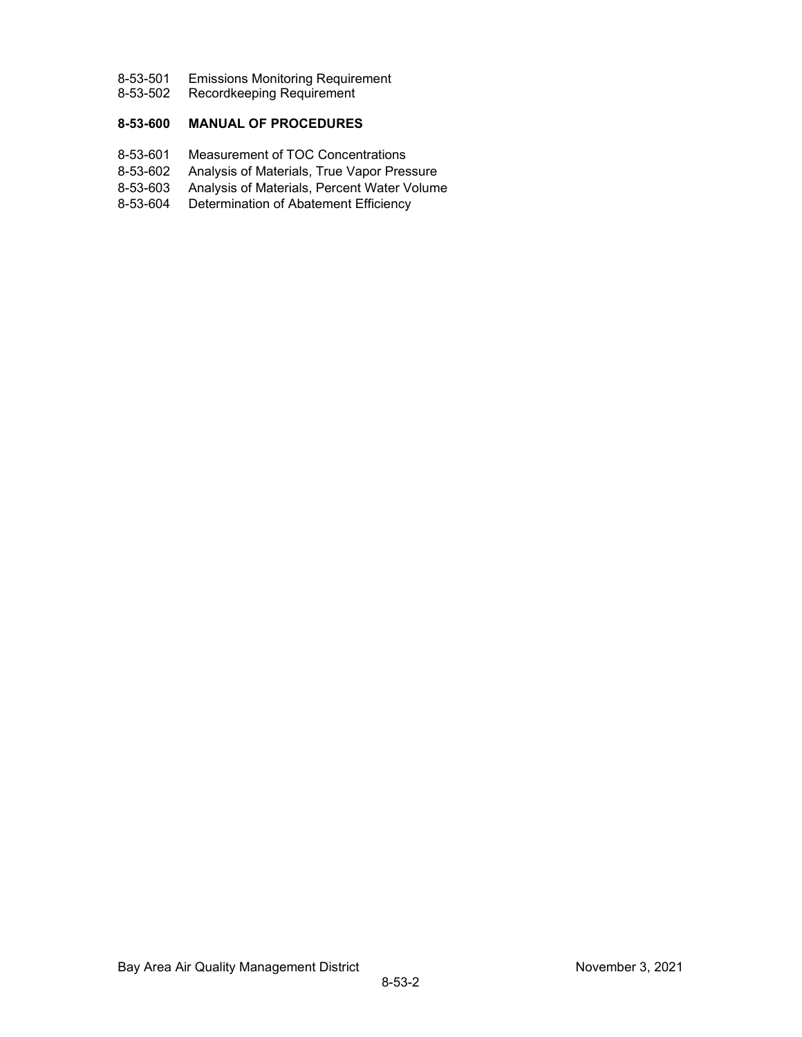8-53-501 Emissions Monitoring Requirement
8-53-502 Recordkeeping Requirement

**8-53-600 MANUAL OF PROCEDURES**

8-53-601 Measurement of TOC Concentrations
8-53-602 Analysis of Materials, True Vapor Pressure
8-53-603 Analysis of Materials, Percent Water Volume
8-53-604 Determination of Abatement Efficiency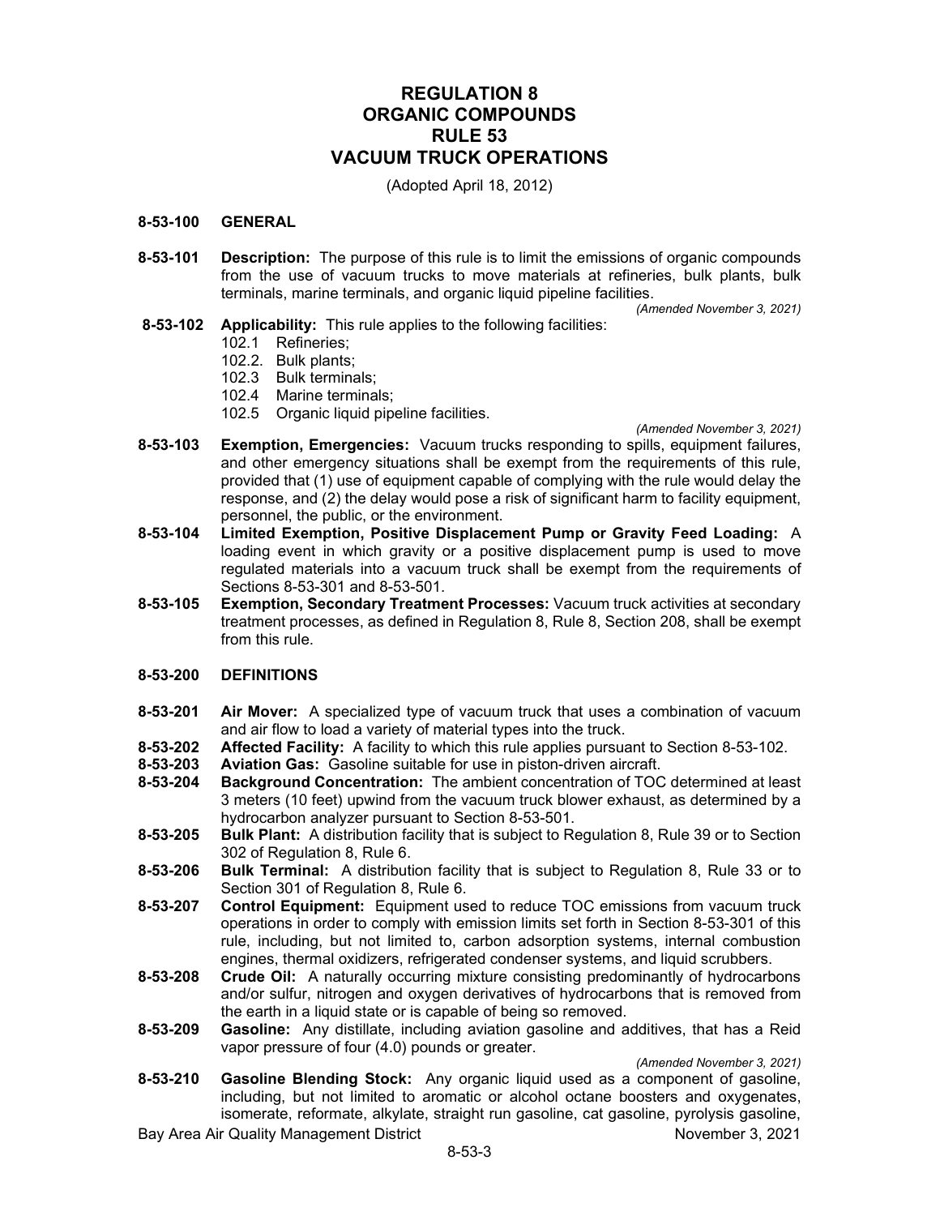# REGULATION 8
# ORGANIC COMPOUNDS
# RULE 53
# VACUUM TRUCK OPERATIONS

(Adopted April 18, 2012)

## 8-53-100 GENERAL

**8-53-101 Description:** The purpose of this rule is to limit the emissions of organic compounds from the use of vacuum trucks to move materials at refineries, bulk plants, bulk terminals, marine terminals, and organic liquid pipeline facilities.

*(Amended November 3, 2021)*

**8-53-102 Applicability:** This rule applies to the following facilities:

- 102.1 Refineries;
- 102.2. Bulk plants;
- 102.3 Bulk terminals;
- 102.4 Marine terminals;
- 102.5 Organic liquid pipeline facilities.

*(Amended November 3, 2021)*

**8-53-103 Exemption, Emergencies:** Vacuum trucks responding to spills, equipment failures, and other emergency situations shall be exempt from the requirements of this rule, provided that (1) use of equipment capable of complying with the rule would delay the response, and (2) the delay would pose a risk of significant harm to facility equipment, personnel, the public, or the environment.

**8-53-104 Limited Exemption, Positive Displacement Pump or Gravity Feed Loading:** A loading event in which gravity or a positive displacement pump is used to move regulated materials into a vacuum truck shall be exempt from the requirements of Sections 8-53-301 and 8-53-501.

**8-53-105 Exemption, Secondary Treatment Processes:** Vacuum truck activities at secondary treatment processes, as defined in Regulation 8, Rule 8, Section 208, shall be exempt from this rule.

## 8-53-200 DEFINITIONS

**8-53-201 Air Mover:** A specialized type of vacuum truck that uses a combination of vacuum and air flow to load a variety of material types into the truck.

**8-53-202 Affected Facility:** A facility to which this rule applies pursuant to Section 8-53-102.

**8-53-203 Aviation Gas:** Gasoline suitable for use in piston-driven aircraft.

**8-53-204 Background Concentration:** The ambient concentration of TOC determined at least 3 meters (10 feet) upwind from the vacuum truck blower exhaust, as determined by a hydrocarbon analyzer pursuant to Section 8-53-501.

**8-53-205 Bulk Plant:** A distribution facility that is subject to Regulation 8, Rule 39 or to Section 302 of Regulation 8, Rule 6.

**8-53-206 Bulk Terminal:** A distribution facility that is subject to Regulation 8, Rule 33 or to Section 301 of Regulation 8, Rule 6.

**8-53-207 Control Equipment:** Equipment used to reduce TOC emissions from vacuum truck operations in order to comply with emission limits set forth in Section 8-53-301 of this rule, including, but not limited to, carbon adsorption systems, internal combustion engines, thermal oxidizers, refrigerated condenser systems, and liquid scrubbers.

**8-53-208 Crude Oil:** A naturally occurring mixture consisting predominantly of hydrocarbons and/or sulfur, nitrogen and oxygen derivatives of hydrocarbons that is removed from the earth in a liquid state or is capable of being so removed.

**8-53-209 Gasoline:** Any distillate, including aviation gasoline and additives, that has a Reid vapor pressure of four (4.0) pounds or greater.

*(Amended November 3, 2021)*

**8-53-210 Gasoline Blending Stock:** Any organic liquid used as a component of gasoline, including, but not limited to aromatic or alcohol octane boosters and oxygenates, isomerate, reformate, alkylate, straight run gasoline, cat gasoline, pyrolysis gasoline,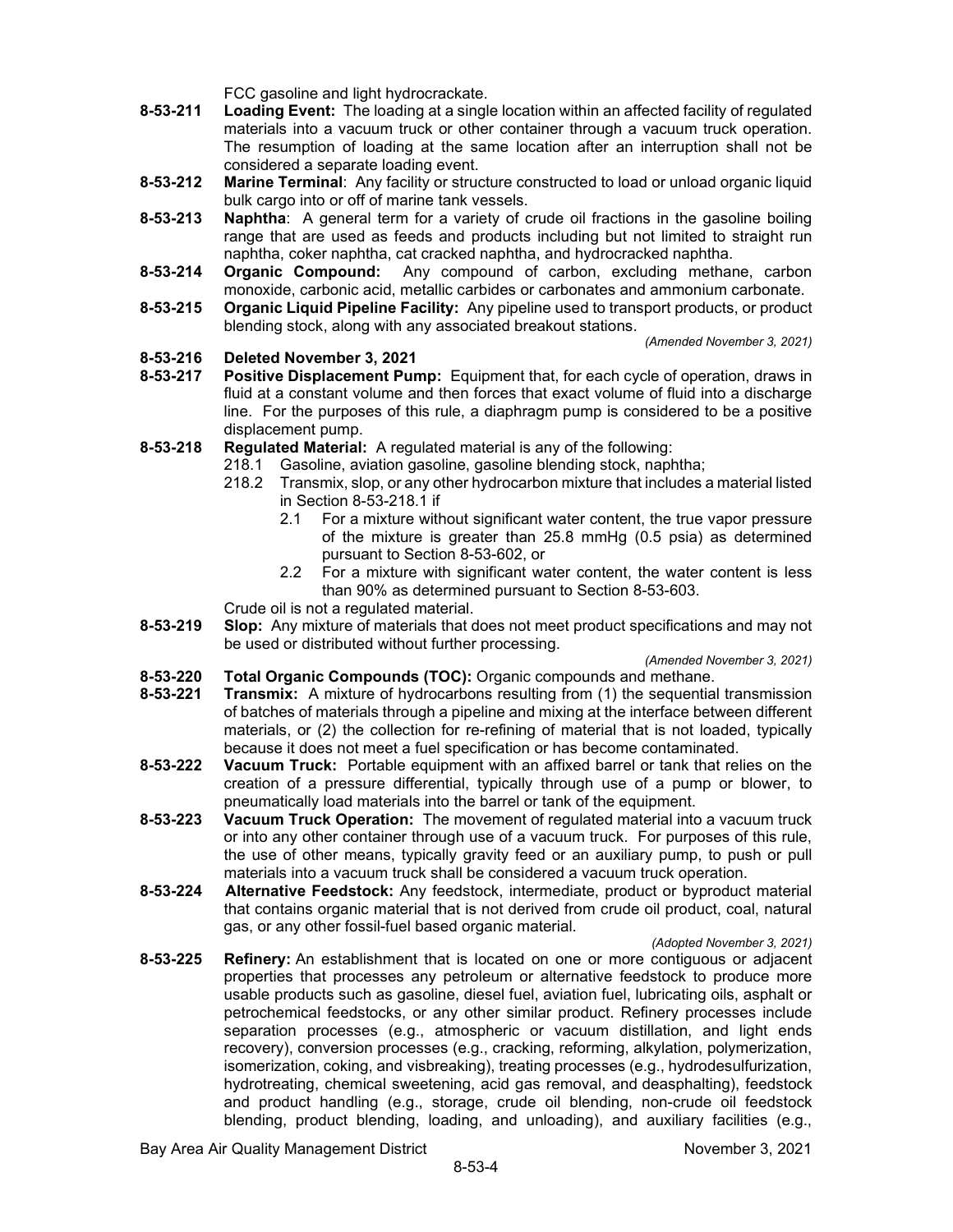FCC gasoline and light hydrocrackate.

**8-53-211 Loading Event:** The loading at a single location within an affected facility of regulated materials into a vacuum truck or other container through a vacuum truck operation. The resumption of loading at the same location after an interruption shall not be considered a separate loading event.

**8-53-212 Marine Terminal**: Any facility or structure constructed to load or unload organic liquid bulk cargo into or off of marine tank vessels.

**8-53-213 Naphtha**: A general term for a variety of crude oil fractions in the gasoline boiling range that are used as feeds and products including but not limited to straight run naphtha, coker naphtha, cat cracked naphtha, and hydrocracked naphtha.

**8-53-214 Organic Compound:** Any compound of carbon, excluding methane, carbon monoxide, carbonic acid, metallic carbides or carbonates and ammonium carbonate.

**8-53-215 Organic Liquid Pipeline Facility:** Any pipeline used to transport products, or product blending stock, along with any associated breakout stations.

*(Amended November 3, 2021)*

**8-53-216 Deleted November 3, 2021**

**8-53-217 Positive Displacement Pump:** Equipment that, for each cycle of operation, draws in fluid at a constant volume and then forces that exact volume of fluid into a discharge line. For the purposes of this rule, a diaphragm pump is considered to be a positive displacement pump.

**8-53-218 Regulated Material:** A regulated material is any of the following:

- 218.1 Gasoline, aviation gasoline, gasoline blending stock, naphtha;
- 218.2 Transmix, slop, or any other hydrocarbon mixture that includes a material listed in Section 8-53-218.1 if
  - 2.1 For a mixture without significant water content, the true vapor pressure of the mixture is greater than 25.8 mmHg (0.5 psia) as determined pursuant to Section 8-53-602, or
  - 2.2 For a mixture with significant water content, the water content is less than 90% as determined pursuant to Section 8-53-603.

Crude oil is not a regulated material.

**8-53-219 Slop:** Any mixture of materials that does not meet product specifications and may not be used or distributed without further processing.

*(Amended November 3, 2021)*

**8-53-220 Total Organic Compounds (TOC):** Organic compounds and methane.

**8-53-221 Transmix:** A mixture of hydrocarbons resulting from (1) the sequential transmission of batches of materials through a pipeline and mixing at the interface between different materials, or (2) the collection for re-refining of material that is not loaded, typically because it does not meet a fuel specification or has become contaminated.

**8-53-222 Vacuum Truck:** Portable equipment with an affixed barrel or tank that relies on the creation of a pressure differential, typically through use of a pump or blower, to pneumatically load materials into the barrel or tank of the equipment.

**8-53-223 Vacuum Truck Operation:** The movement of regulated material into a vacuum truck or into any other container through use of a vacuum truck. For purposes of this rule, the use of other means, typically gravity feed or an auxiliary pump, to push or pull materials into a vacuum truck shall be considered a vacuum truck operation.

**8-53-224 Alternative Feedstock:** Any feedstock, intermediate, product or byproduct material that contains organic material that is not derived from crude oil product, coal, natural gas, or any other fossil-fuel based organic material.

*(Adopted November 3, 2021)*

**8-53-225 Refinery:** An establishment that is located on one or more contiguous or adjacent properties that processes any petroleum or alternative feedstock to produce more usable products such as gasoline, diesel fuel, aviation fuel, lubricating oils, asphalt or petrochemical feedstocks, or any other similar product. Refinery processes include separation processes (e.g., atmospheric or vacuum distillation, and light ends recovery), conversion processes (e.g., cracking, reforming, alkylation, polymerization, isomerization, coking, and visbreaking), treating processes (e.g., hydrodesulfurization, hydrotreating, chemical sweetening, acid gas removal, and deasphalting), feedstock and product handling (e.g., storage, crude oil blending, non-crude oil feedstock blending, product blending, loading, and unloading), and auxiliary facilities (e.g.,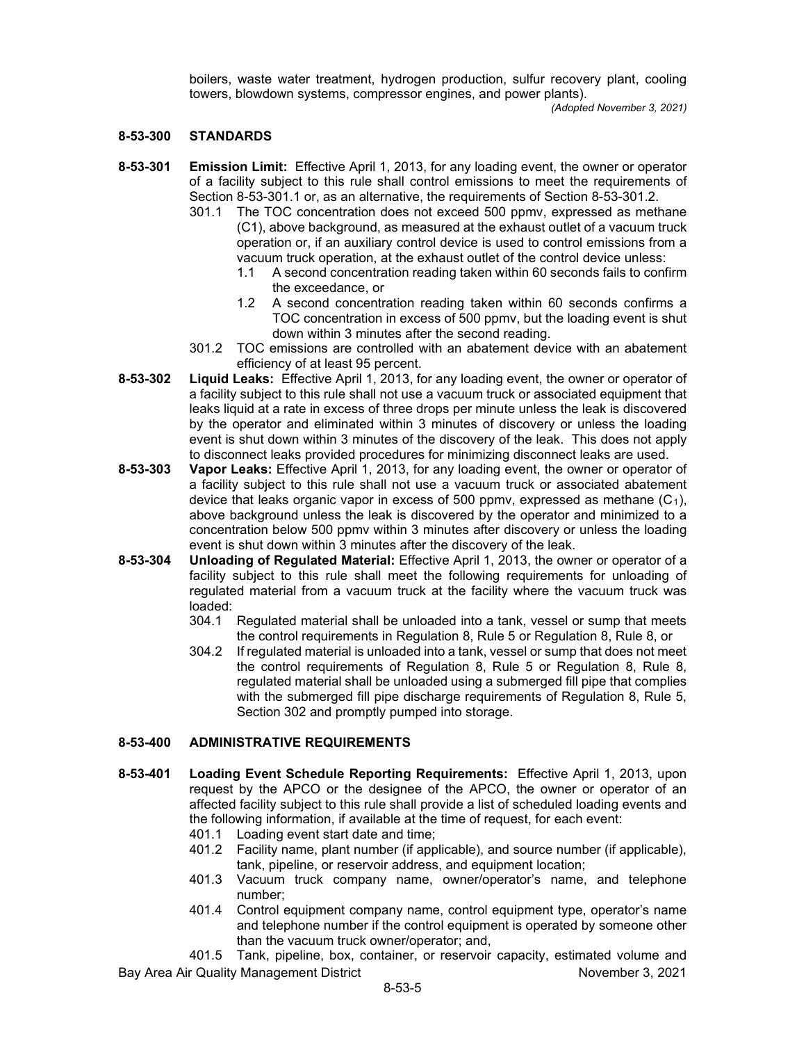boilers, waste water treatment, hydrogen production, sulfur recovery plant, cooling towers, blowdown systems, compressor engines, and power plants).

*(Adopted November 3, 2021)*

## 8-53-300 STANDARDS

**8-53-301 Emission Limit:** Effective April 1, 2013, for any loading event, the owner or operator of a facility subject to this rule shall control emissions to meet the requirements of Section 8-53-301.1 or, as an alternative, the requirements of Section 8-53-301.2.

- 301.1 The TOC concentration does not exceed 500 ppmv, expressed as methane (C1), above background, as measured at the exhaust outlet of a vacuum truck operation or, if an auxiliary control device is used to control emissions from a vacuum truck operation, at the exhaust outlet of the control device unless:
  - 1.1 A second concentration reading taken within 60 seconds fails to confirm the exceedance, or
  - 1.2 A second concentration reading taken within 60 seconds confirms a TOC concentration in excess of 500 ppmv, but the loading event is shut down within 3 minutes after the second reading.
- 301.2 TOC emissions are controlled with an abatement device with an abatement efficiency of at least 95 percent.

**8-53-302 Liquid Leaks:** Effective April 1, 2013, for any loading event, the owner or operator of a facility subject to this rule shall not use a vacuum truck or associated equipment that leaks liquid at a rate in excess of three drops per minute unless the leak is discovered by the operator and eliminated within 3 minutes of discovery or unless the loading event is shut down within 3 minutes of the discovery of the leak. This does not apply to disconnect leaks provided procedures for minimizing disconnect leaks are used.

**8-53-303 Vapor Leaks:** Effective April 1, 2013, for any loading event, the owner or operator of a facility subject to this rule shall not use a vacuum truck or associated abatement device that leaks organic vapor in excess of 500 ppmv, expressed as methane ($C_1$), above background unless the leak is discovered by the operator and minimized to a concentration below 500 ppmv within 3 minutes after discovery or unless the loading event is shut down within 3 minutes after the discovery of the leak.

**8-53-304 Unloading of Regulated Material:** Effective April 1, 2013, the owner or operator of a facility subject to this rule shall meet the following requirements for unloading of regulated material from a vacuum truck at the facility where the vacuum truck was loaded:

- 304.1 Regulated material shall be unloaded into a tank, vessel or sump that meets the control requirements in Regulation 8, Rule 5 or Regulation 8, Rule 8, or
- 304.2 If regulated material is unloaded into a tank, vessel or sump that does not meet the control requirements of Regulation 8, Rule 5 or Regulation 8, Rule 8, regulated material shall be unloaded using a submerged fill pipe that complies with the submerged fill pipe discharge requirements of Regulation 8, Rule 5, Section 302 and promptly pumped into storage.

## 8-53-400 ADMINISTRATIVE REQUIREMENTS

**8-53-401 Loading Event Schedule Reporting Requirements:** Effective April 1, 2013, upon request by the APCO or the designee of the APCO, the owner or operator of an affected facility subject to this rule shall provide a list of scheduled loading events and the following information, if available at the time of request, for each event:

- 401.1 Loading event start date and time;
- 401.2 Facility name, plant number (if applicable), and source number (if applicable), tank, pipeline, or reservoir address, and equipment location;
- 401.3 Vacuum truck company name, owner/operator's name, and telephone number;
- 401.4 Control equipment company name, control equipment type, operator's name and telephone number if the control equipment is operated by someone other than the vacuum truck owner/operator; and,
- 401.5 Tank, pipeline, box, container, or reservoir capacity, estimated volume and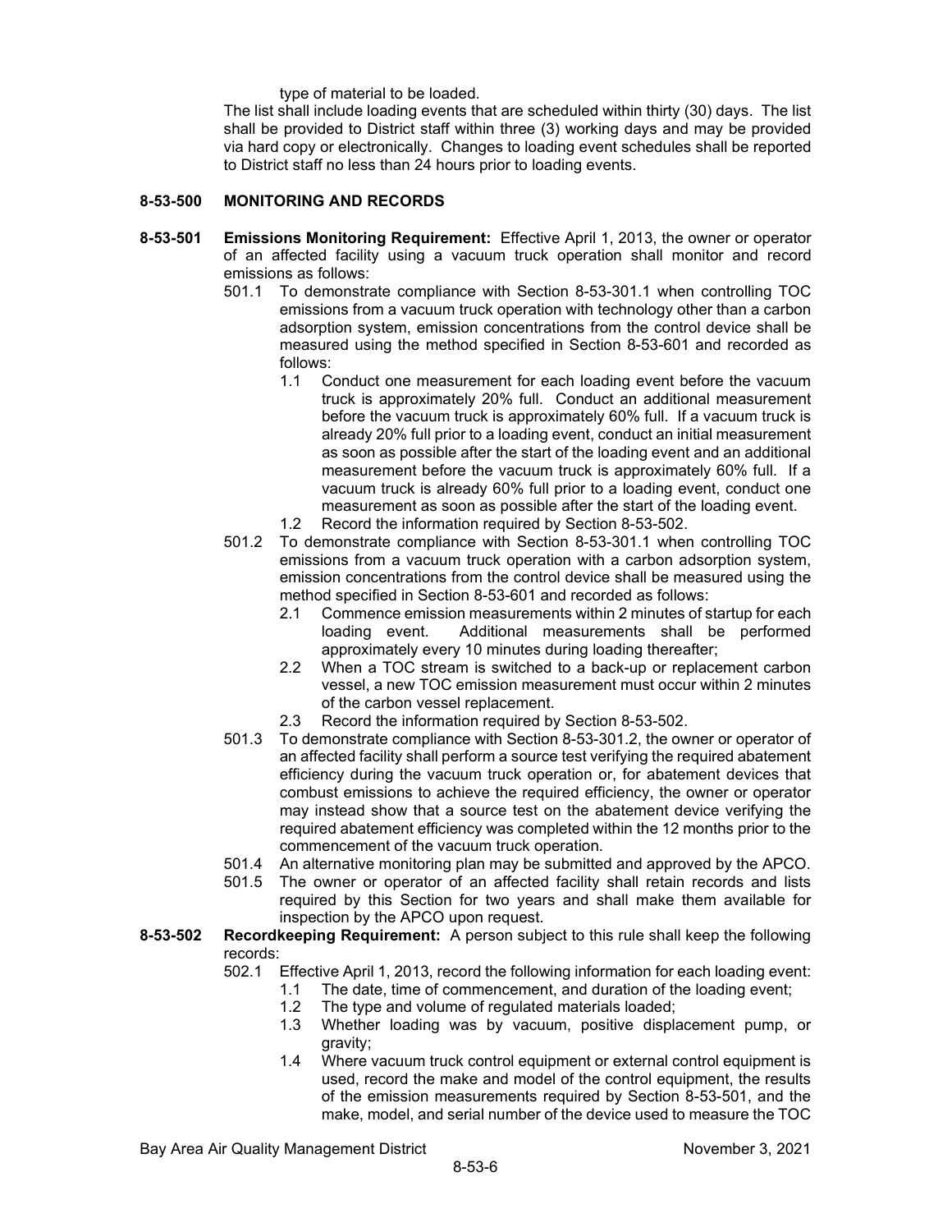type of material to be loaded.

The list shall include loading events that are scheduled within thirty (30) days. The list shall be provided to District staff within three (3) working days and may be provided via hard copy or electronically. Changes to loading event schedules shall be reported to District staff no less than 24 hours prior to loading events.

## 8-53-500 MONITORING AND RECORDS

**8-53-501 Emissions Monitoring Requirement:** Effective April 1, 2013, the owner or operator of an affected facility using a vacuum truck operation shall monitor and record emissions as follows:

- 501.1 To demonstrate compliance with Section 8-53-301.1 when controlling TOC emissions from a vacuum truck operation with technology other than a carbon adsorption system, emission concentrations from the control device shall be measured using the method specified in Section 8-53-601 and recorded as follows:
  - 1.1 Conduct one measurement for each loading event before the vacuum truck is approximately 20% full. Conduct an additional measurement before the vacuum truck is approximately 60% full. If a vacuum truck is already 20% full prior to a loading event, conduct an initial measurement as soon as possible after the start of the loading event and an additional measurement before the vacuum truck is approximately 60% full. If a vacuum truck is already 60% full prior to a loading event, conduct one measurement as soon as possible after the start of the loading event.
  - 1.2 Record the information required by Section 8-53-502.
- 501.2 To demonstrate compliance with Section 8-53-301.1 when controlling TOC emissions from a vacuum truck operation with a carbon adsorption system, emission concentrations from the control device shall be measured using the method specified in Section 8-53-601 and recorded as follows:
  - 2.1 Commence emission measurements within 2 minutes of startup for each loading event. Additional measurements shall be performed approximately every 10 minutes during loading thereafter;
  - 2.2 When a TOC stream is switched to a back-up or replacement carbon vessel, a new TOC emission measurement must occur within 2 minutes of the carbon vessel replacement.
  - 2.3 Record the information required by Section 8-53-502.
- 501.3 To demonstrate compliance with Section 8-53-301.2, the owner or operator of an affected facility shall perform a source test verifying the required abatement efficiency during the vacuum truck operation or, for abatement devices that combust emissions to achieve the required efficiency, the owner or operator may instead show that a source test on the abatement device verifying the required abatement efficiency was completed within the 12 months prior to the commencement of the vacuum truck operation.
- 501.4 An alternative monitoring plan may be submitted and approved by the APCO.
- 501.5 The owner or operator of an affected facility shall retain records and lists required by this Section for two years and shall make them available for inspection by the APCO upon request.

**8-53-502 Recordkeeping Requirement:** A person subject to this rule shall keep the following records:

- 502.1 Effective April 1, 2013, record the following information for each loading event:
  - 1.1 The date, time of commencement, and duration of the loading event;
  - 1.2 The type and volume of regulated materials loaded;
  - 1.3 Whether loading was by vacuum, positive displacement pump, or gravity;
  - 1.4 Where vacuum truck control equipment or external control equipment is used, record the make and model of the control equipment, the results of the emission measurements required by Section 8-53-501, and the make, model, and serial number of the device used to measure the TOC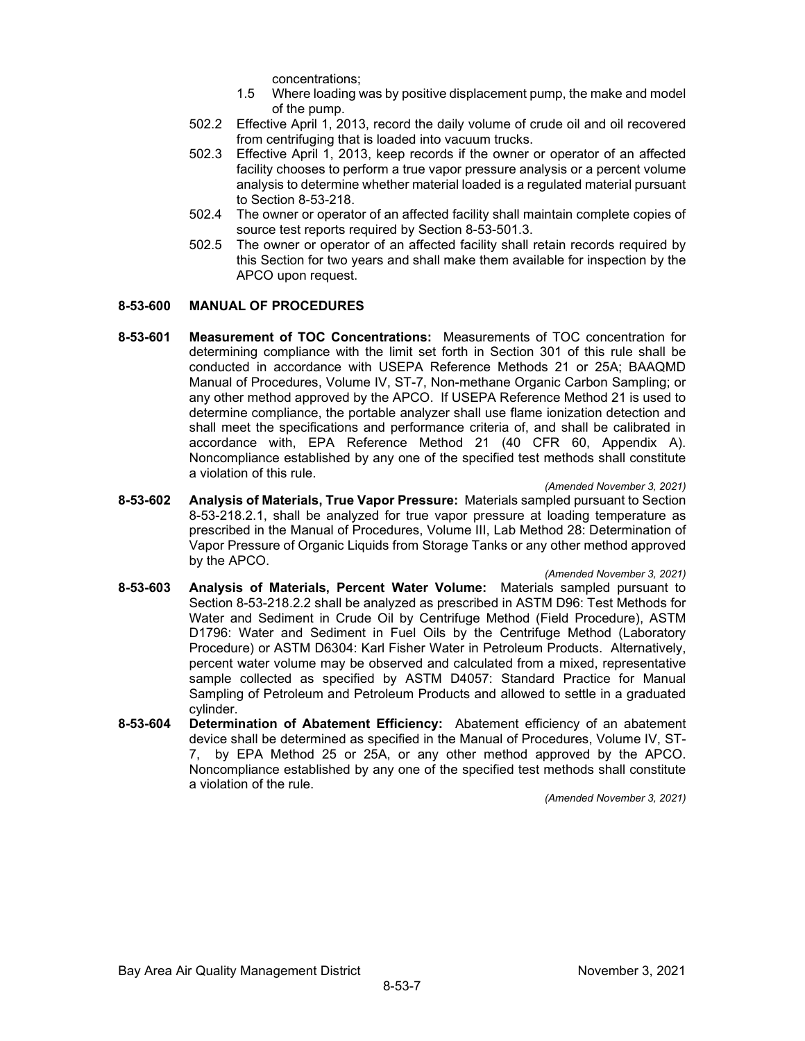concentrations;

1.5 Where loading was by positive displacement pump, the make and model of the pump.

502.2 Effective April 1, 2013, record the daily volume of crude oil and oil recovered from centrifuging that is loaded into vacuum trucks.

502.3 Effective April 1, 2013, keep records if the owner or operator of an affected facility chooses to perform a true vapor pressure analysis or a percent volume analysis to determine whether material loaded is a regulated material pursuant to Section 8-53-218.

502.4 The owner or operator of an affected facility shall maintain complete copies of source test reports required by Section 8-53-501.3.

502.5 The owner or operator of an affected facility shall retain records required by this Section for two years and shall make them available for inspection by the APCO upon request.

## 8-53-600 MANUAL OF PROCEDURES

**8-53-601 Measurement of TOC Concentrations:** Measurements of TOC concentration for determining compliance with the limit set forth in Section 301 of this rule shall be conducted in accordance with USEPA Reference Methods 21 or 25A; BAAQMD Manual of Procedures, Volume IV, ST-7, Non-methane Organic Carbon Sampling; or any other method approved by the APCO. If USEPA Reference Method 21 is used to determine compliance, the portable analyzer shall use flame ionization detection and shall meet the specifications and performance criteria of, and shall be calibrated in accordance with, EPA Reference Method 21 (40 CFR 60, Appendix A). Noncompliance established by any one of the specified test methods shall constitute a violation of this rule.

*(Amended November 3, 2021)*

**8-53-602 Analysis of Materials, True Vapor Pressure:** Materials sampled pursuant to Section 8-53-218.2.1, shall be analyzed for true vapor pressure at loading temperature as prescribed in the Manual of Procedures, Volume III, Lab Method 28: Determination of Vapor Pressure of Organic Liquids from Storage Tanks or any other method approved by the APCO.

*(Amended November 3, 2021)*

**8-53-603 Analysis of Materials, Percent Water Volume:** Materials sampled pursuant to Section 8-53-218.2.2 shall be analyzed as prescribed in ASTM D96: Test Methods for Water and Sediment in Crude Oil by Centrifuge Method (Field Procedure), ASTM D1796: Water and Sediment in Fuel Oils by the Centrifuge Method (Laboratory Procedure) or ASTM D6304: Karl Fisher Water in Petroleum Products. Alternatively, percent water volume may be observed and calculated from a mixed, representative sample collected as specified by ASTM D4057: Standard Practice for Manual Sampling of Petroleum and Petroleum Products and allowed to settle in a graduated cylinder.

**8-53-604 Determination of Abatement Efficiency:** Abatement efficiency of an abatement device shall be determined as specified in the Manual of Procedures, Volume IV, ST-7, by EPA Method 25 or 25A, or any other method approved by the APCO. Noncompliance established by any one of the specified test methods shall constitute a violation of the rule.

*(Amended November 3, 2021)*